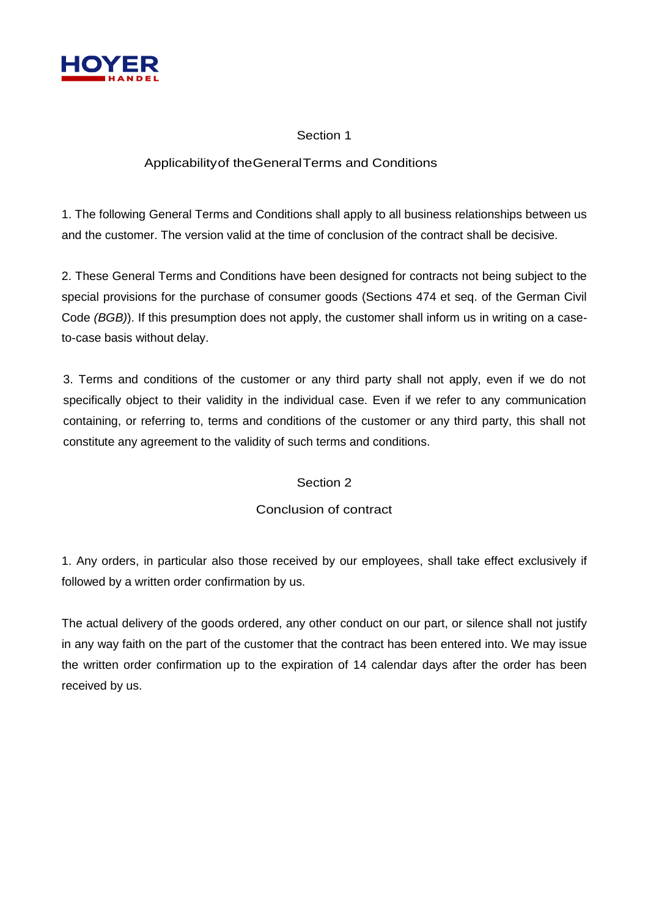HOYER HANDEL

## Section 1

## Applicability of the General Terms and Conditions

1. The following General Terms and Conditions shall apply to all business relationships between us and the customer. The version valid at the time of conclusion of the contract shall be decisive.

2. These General Terms and Conditions have been designed for contracts not being subject to the special provisions for the purchase of consumer goods (Sections 474 et seq. of the German Civil Code *(BGB)*). If this presumption does not apply, the customer shall inform us in writing on a case-to-case basis without delay.

3. Terms and conditions of the customer or any third party shall not apply, even if we do not specifically object to their validity in the individual case. Even if we refer to any communication containing, or referring to, terms and conditions of the customer or any third party, this shall not constitute any agreement to the validity of such terms and conditions.

## Section 2

## Conclusion of contract

1. Any orders, in particular also those received by our employees, shall take effect exclusively if followed by a written order confirmation by us.

The actual delivery of the goods ordered, any other conduct on our part, or silence shall not justify in any way faith on the part of the customer that the contract has been entered into. We may issue the written order confirmation up to the expiration of 14 calendar days after the order has been received by us.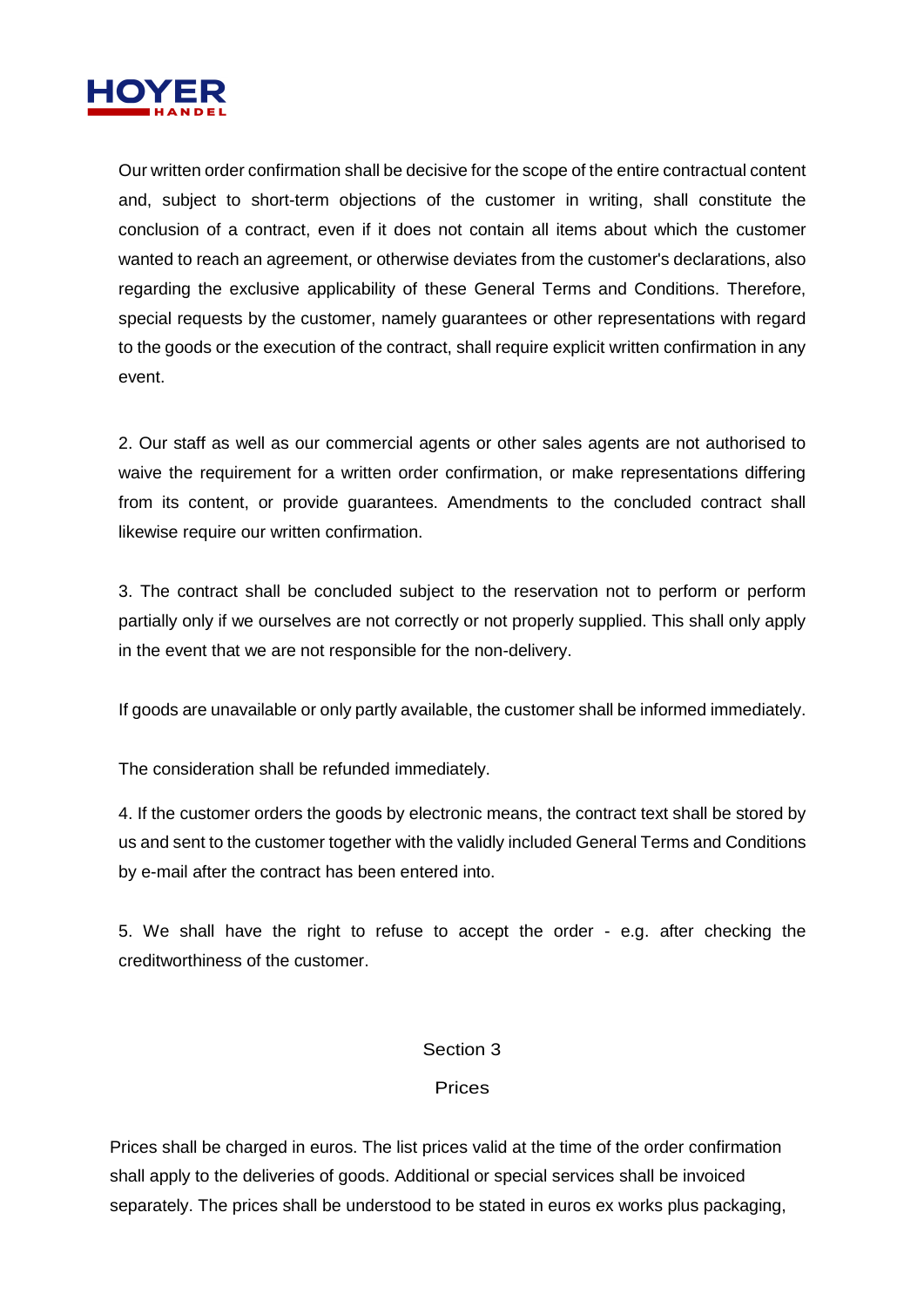Our written order confirmation shall be decisive for the scope of the entire contractual content and, subject to short-term objections of the customer in writing, shall constitute the conclusion of a contract, even if it does not contain all items about which the customer wanted to reach an agreement, or otherwise deviates from the customer's declarations, also regarding the exclusive applicability of these General Terms and Conditions. Therefore, special requests by the customer, namely guarantees or other representations with regard to the goods or the execution of the contract, shall require explicit written confirmation in any event.

2. Our staff as well as our commercial agents or other sales agents are not authorised to waive the requirement for a written order confirmation, or make representations differing from its content, or provide guarantees. Amendments to the concluded contract shall likewise require our written confirmation.

3. The contract shall be concluded subject to the reservation not to perform or perform partially only if we ourselves are not correctly or not properly supplied. This shall only apply in the event that we are not responsible for the non-delivery.

If goods are unavailable or only partly available, the customer shall be informed immediately.

The consideration shall be refunded immediately.

4. If the customer orders the goods by electronic means, the contract text shall be stored by us and sent to the customer together with the validly included General Terms and Conditions by e-mail after the contract has been entered into.

5. We shall have the right to refuse to accept the order - e.g. after checking the creditworthiness of the customer.

## Section 3

## Prices

Prices shall be charged in euros. The list prices valid at the time of the order confirmation shall apply to the deliveries of goods. Additional or special services shall be invoiced separately. The prices shall be understood to be stated in euros ex works plus packaging,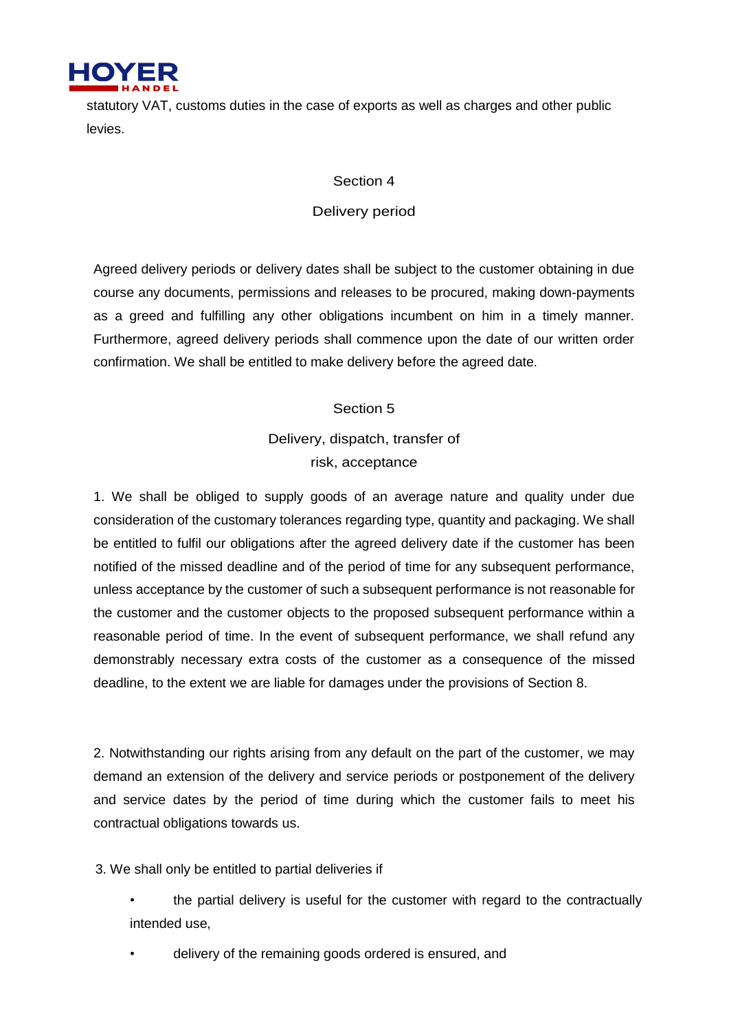statutory VAT, customs duties in the case of exports as well as charges and other public levies.

## Section 4

## Delivery period

Agreed delivery periods or delivery dates shall be subject to the customer obtaining in due course any documents, permissions and releases to be procured, making down-payments as a greed and fulfilling any other obligations incumbent on him in a timely manner. Furthermore, agreed delivery periods shall commence upon the date of our written order confirmation. We shall be entitled to make delivery before the agreed date.

## Section 5

## Delivery, dispatch, transfer of risk, acceptance

1. We shall be obliged to supply goods of an average nature and quality under due consideration of the customary tolerances regarding type, quantity and packaging. We shall be entitled to fulfil our obligations after the agreed delivery date if the customer has been notified of the missed deadline and of the period of time for any subsequent performance, unless acceptance by the customer of such a subsequent performance is not reasonable for the customer and the customer objects to the proposed subsequent performance within a reasonable period of time. In the event of subsequent performance, we shall refund any demonstrably necessary extra costs of the customer as a consequence of the missed deadline, to the extent we are liable for damages under the provisions of Section 8.

2. Notwithstanding our rights arising from any default on the part of the customer, we may demand an extension of the delivery and service periods or postponement of the delivery and service dates by the period of time during which the customer fails to meet his contractual obligations towards us.

3. We shall only be entitled to partial deliveries if

- the partial delivery is useful for the customer with regard to the contractually intended use,
- delivery of the remaining goods ordered is ensured, and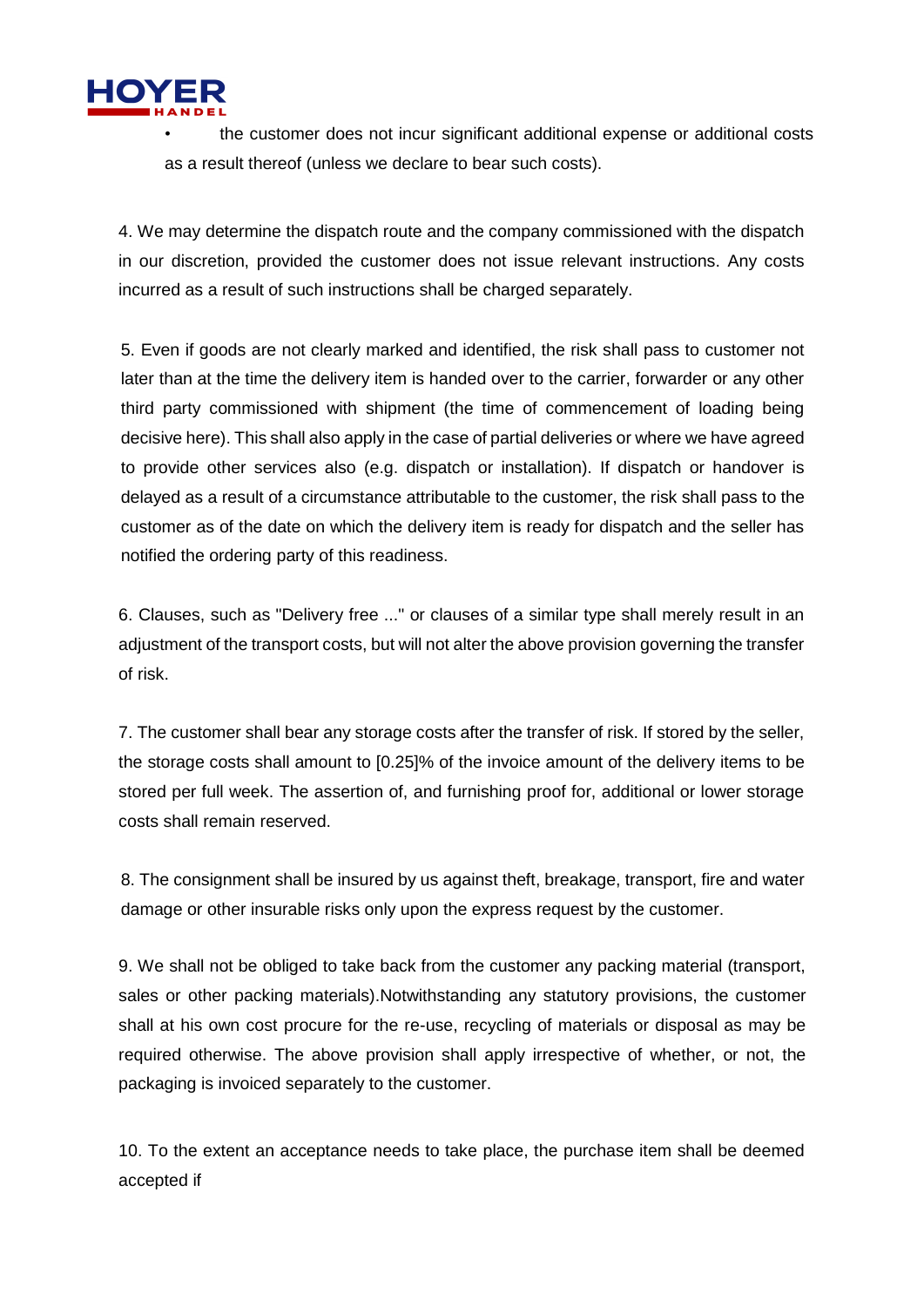- the customer does not incur significant additional expense or additional costs as a result thereof (unless we declare to bear such costs).

4. We may determine the dispatch route and the company commissioned with the dispatch in our discretion, provided the customer does not issue relevant instructions. Any costs incurred as a result of such instructions shall be charged separately.

5. Even if goods are not clearly marked and identified, the risk shall pass to customer not later than at the time the delivery item is handed over to the carrier, forwarder or any other third party commissioned with shipment (the time of commencement of loading being decisive here). This shall also apply in the case of partial deliveries or where we have agreed to provide other services also (e.g. dispatch or installation). If dispatch or handover is delayed as a result of a circumstance attributable to the customer, the risk shall pass to the customer as of the date on which the delivery item is ready for dispatch and the seller has notified the ordering party of this readiness.

6. Clauses, such as "Delivery free ..." or clauses of a similar type shall merely result in an adjustment of the transport costs, but will not alter the above provision governing the transfer of risk.

7. The customer shall bear any storage costs after the transfer of risk. If stored by the seller, the storage costs shall amount to [0.25]% of the invoice amount of the delivery items to be stored per full week. The assertion of, and furnishing proof for, additional or lower storage costs shall remain reserved.

8. The consignment shall be insured by us against theft, breakage, transport, fire and water damage or other insurable risks only upon the express request by the customer.

9. We shall not be obliged to take back from the customer any packing material (transport, sales or other packing materials).Notwithstanding any statutory provisions, the customer shall at his own cost procure for the re-use, recycling of materials or disposal as may be required otherwise. The above provision shall apply irrespective of whether, or not, the packaging is invoiced separately to the customer.

10. To the extent an acceptance needs to take place, the purchase item shall be deemed accepted if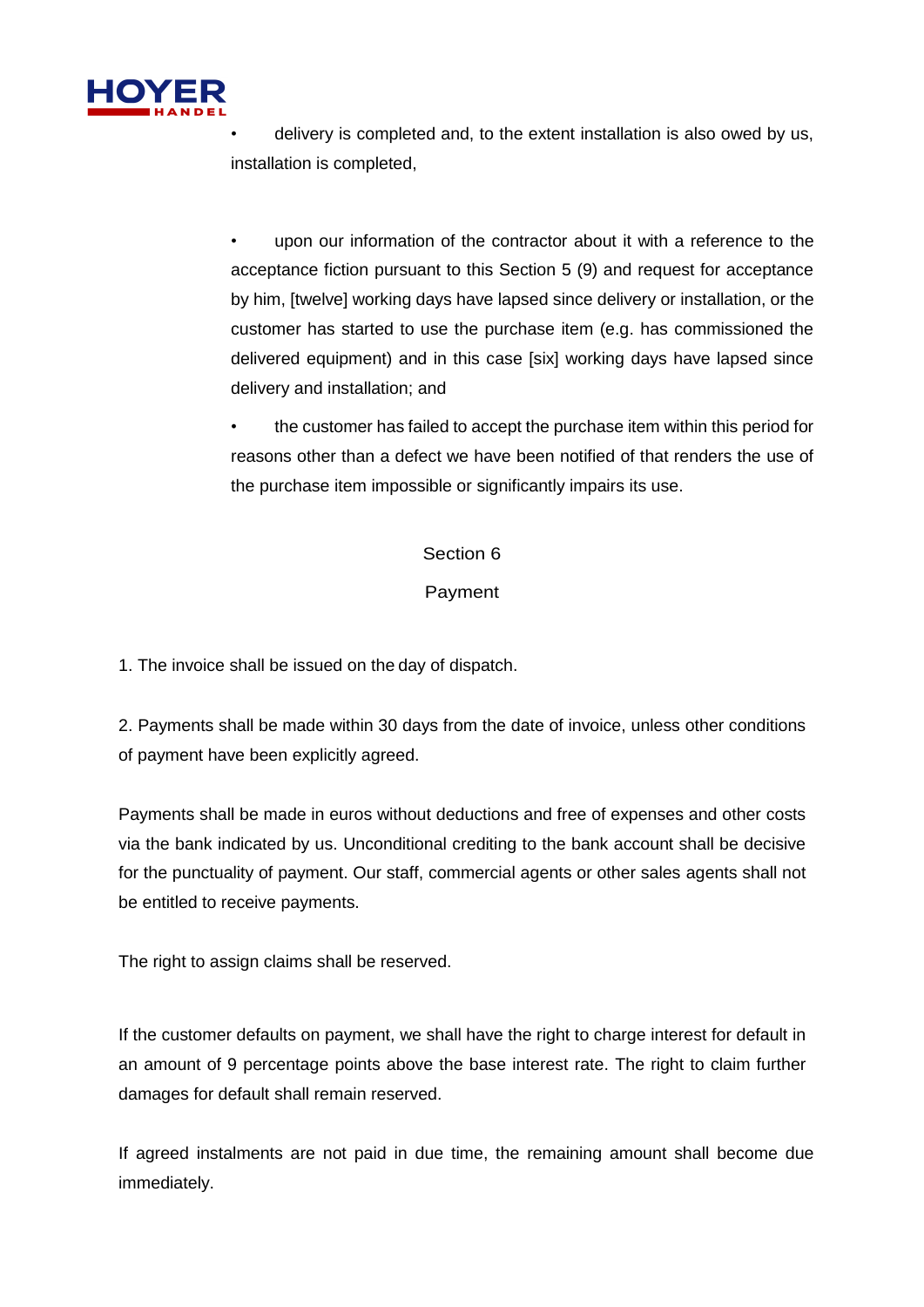- delivery is completed and, to the extent installation is also owed by us, installation is completed,

- upon our information of the contractor about it with a reference to the acceptance fiction pursuant to this Section 5 (9) and request for acceptance by him, [twelve] working days have lapsed since delivery or installation, or the customer has started to use the purchase item (e.g. has commissioned the delivered equipment) and in this case [six] working days have lapsed since delivery and installation; and

- the customer has failed to accept the purchase item within this period for reasons other than a defect we have been notified of that renders the use of the purchase item impossible or significantly impairs its use.

## Section 6

## Payment

1. The invoice shall be issued on the day of dispatch.

2. Payments shall be made within 30 days from the date of invoice, unless other conditions of payment have been explicitly agreed.

Payments shall be made in euros without deductions and free of expenses and other costs via the bank indicated by us. Unconditional crediting to the bank account shall be decisive for the punctuality of payment. Our staff, commercial agents or other sales agents shall not be entitled to receive payments.

The right to assign claims shall be reserved.

If the customer defaults on payment, we shall have the right to charge interest for default in an amount of 9 percentage points above the base interest rate. The right to claim further damages for default shall remain reserved.

If agreed instalments are not paid in due time, the remaining amount shall become due immediately.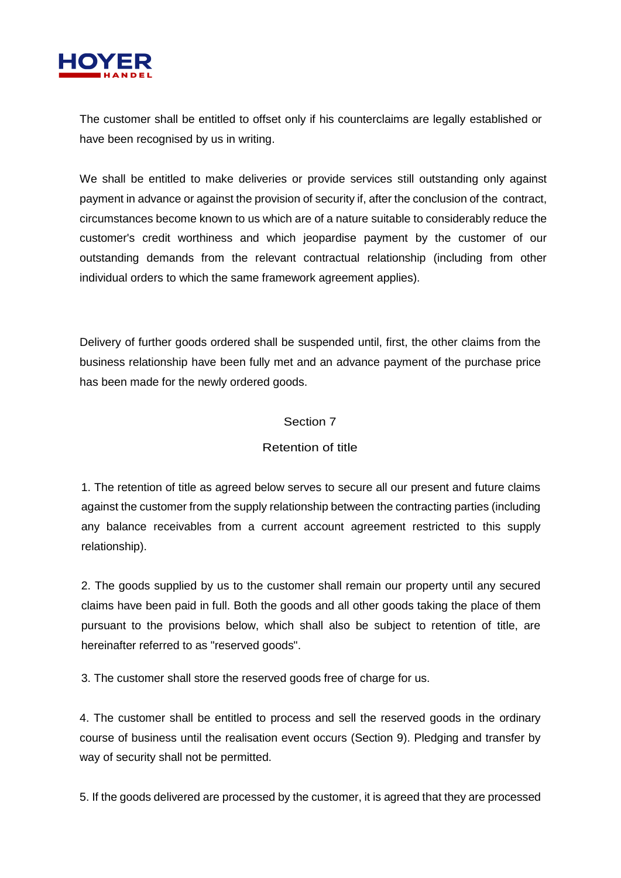The customer shall be entitled to offset only if his counterclaims are legally established or have been recognised by us in writing.

We shall be entitled to make deliveries or provide services still outstanding only against payment in advance or against the provision of security if, after the conclusion of the contract, circumstances become known to us which are of a nature suitable to considerably reduce the customer's credit worthiness and which jeopardise payment by the customer of our outstanding demands from the relevant contractual relationship (including from other individual orders to which the same framework agreement applies).

Delivery of further goods ordered shall be suspended until, first, the other claims from the business relationship have been fully met and an advance payment of the purchase price has been made for the newly ordered goods.

## Section 7

## Retention of title

1. The retention of title as agreed below serves to secure all our present and future claims against the customer from the supply relationship between the contracting parties (including any balance receivables from a current account agreement restricted to this supply relationship).

2. The goods supplied by us to the customer shall remain our property until any secured claims have been paid in full. Both the goods and all other goods taking the place of them pursuant to the provisions below, which shall also be subject to retention of title, are hereinafter referred to as "reserved goods".

3. The customer shall store the reserved goods free of charge for us.

4. The customer shall be entitled to process and sell the reserved goods in the ordinary course of business until the realisation event occurs (Section 9). Pledging and transfer by way of security shall not be permitted.

5. If the goods delivered are processed by the customer, it is agreed that they are processed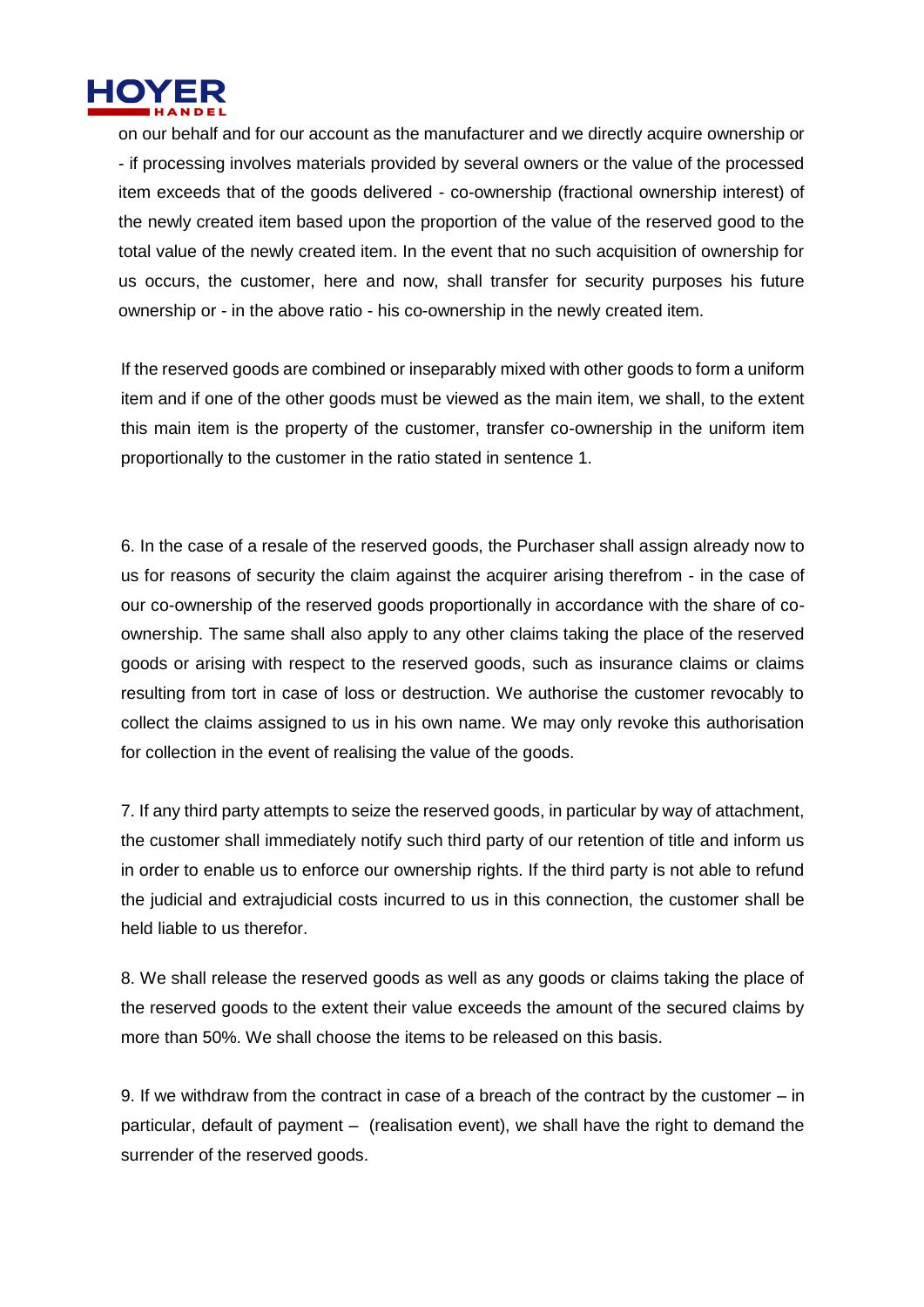on our behalf and for our account as the manufacturer and we directly acquire ownership or - if processing involves materials provided by several owners or the value of the processed item exceeds that of the goods delivered - co-ownership (fractional ownership interest) of the newly created item based upon the proportion of the value of the reserved good to the total value of the newly created item. In the event that no such acquisition of ownership for us occurs, the customer, here and now, shall transfer for security purposes his future ownership or - in the above ratio - his co-ownership in the newly created item.

If the reserved goods are combined or inseparably mixed with other goods to form a uniform item and if one of the other goods must be viewed as the main item, we shall, to the extent this main item is the property of the customer, transfer co-ownership in the uniform item proportionally to the customer in the ratio stated in sentence 1.

6. In the case of a resale of the reserved goods, the Purchaser shall assign already now to us for reasons of security the claim against the acquirer arising therefrom - in the case of our co-ownership of the reserved goods proportionally in accordance with the share of co-ownership. The same shall also apply to any other claims taking the place of the reserved goods or arising with respect to the reserved goods, such as insurance claims or claims resulting from tort in case of loss or destruction. We authorise the customer revocably to collect the claims assigned to us in his own name. We may only revoke this authorisation for collection in the event of realising the value of the goods.

7. If any third party attempts to seize the reserved goods, in particular by way of attachment, the customer shall immediately notify such third party of our retention of title and inform us in order to enable us to enforce our ownership rights. If the third party is not able to refund the judicial and extrajudicial costs incurred to us in this connection, the customer shall be held liable to us therefor.

8. We shall release the reserved goods as well as any goods or claims taking the place of the reserved goods to the extent their value exceeds the amount of the secured claims by more than 50%. We shall choose the items to be released on this basis.

9. If we withdraw from the contract in case of a breach of the contract by the customer – in particular, default of payment – (realisation event), we shall have the right to demand the surrender of the reserved goods.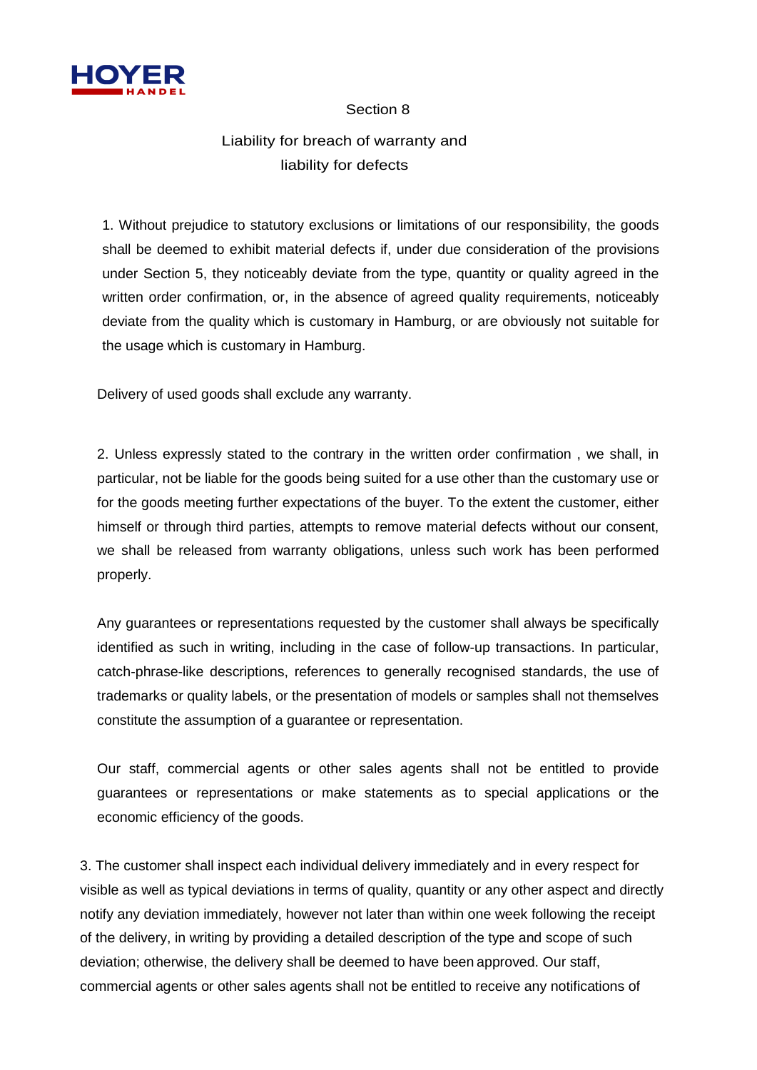## Section 8

## Liability for breach of warranty and liability for defects

1. Without prejudice to statutory exclusions or limitations of our responsibility, the goods shall be deemed to exhibit material defects if, under due consideration of the provisions under Section 5, they noticeably deviate from the type, quantity or quality agreed in the written order confirmation, or, in the absence of agreed quality requirements, noticeably deviate from the quality which is customary in Hamburg, or are obviously not suitable for the usage which is customary in Hamburg.

Delivery of used goods shall exclude any warranty.

2. Unless expressly stated to the contrary in the written order confirmation , we shall, in particular, not be liable for the goods being suited for a use other than the customary use or for the goods meeting further expectations of the buyer. To the extent the customer, either himself or through third parties, attempts to remove material defects without our consent, we shall be released from warranty obligations, unless such work has been performed properly.

Any guarantees or representations requested by the customer shall always be specifically identified as such in writing, including in the case of follow-up transactions. In particular, catch-phrase-like descriptions, references to generally recognised standards, the use of trademarks or quality labels, or the presentation of models or samples shall not themselves constitute the assumption of a guarantee or representation.

Our staff, commercial agents or other sales agents shall not be entitled to provide guarantees or representations or make statements as to special applications or the economic efficiency of the goods.

3. The customer shall inspect each individual delivery immediately and in every respect for visible as well as typical deviations in terms of quality, quantity or any other aspect and directly notify any deviation immediately, however not later than within one week following the receipt of the delivery, in writing by providing a detailed description of the type and scope of such deviation; otherwise, the delivery shall be deemed to have been approved. Our staff, commercial agents or other sales agents shall not be entitled to receive any notifications of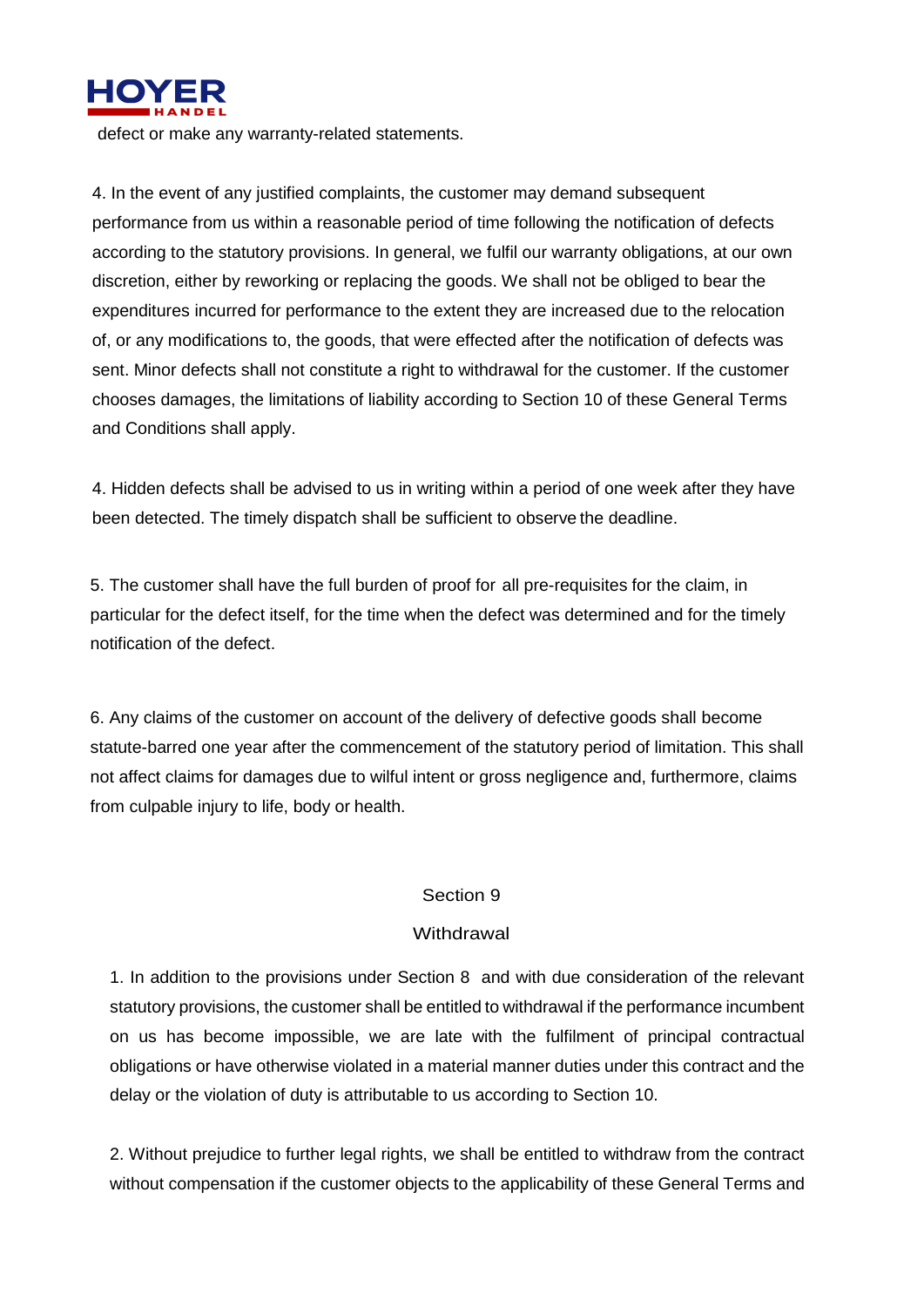defect or make any warranty-related statements.

4. In the event of any justified complaints, the customer may demand subsequent performance from us within a reasonable period of time following the notification of defects according to the statutory provisions. In general, we fulfil our warranty obligations, at our own discretion, either by reworking or replacing the goods. We shall not be obliged to bear the expenditures incurred for performance to the extent they are increased due to the relocation of, or any modifications to, the goods, that were effected after the notification of defects was sent. Minor defects shall not constitute a right to withdrawal for the customer. If the customer chooses damages, the limitations of liability according to Section 10 of these General Terms and Conditions shall apply.

4. Hidden defects shall be advised to us in writing within a period of one week after they have been detected. The timely dispatch shall be sufficient to observe the deadline.

5. The customer shall have the full burden of proof for all pre-requisites for the claim, in particular for the defect itself, for the time when the defect was determined and for the timely notification of the defect.

6. Any claims of the customer on account of the delivery of defective goods shall become statute-barred one year after the commencement of the statutory period of limitation. This shall not affect claims for damages due to wilful intent or gross negligence and, furthermore, claims from culpable injury to life, body or health.

## Section 9

## Withdrawal

1. In addition to the provisions under Section 8 and with due consideration of the relevant statutory provisions, the customer shall be entitled to withdrawal if the performance incumbent on us has become impossible, we are late with the fulfilment of principal contractual obligations or have otherwise violated in a material manner duties under this contract and the delay or the violation of duty is attributable to us according to Section 10.

2. Without prejudice to further legal rights, we shall be entitled to withdraw from the contract without compensation if the customer objects to the applicability of these General Terms and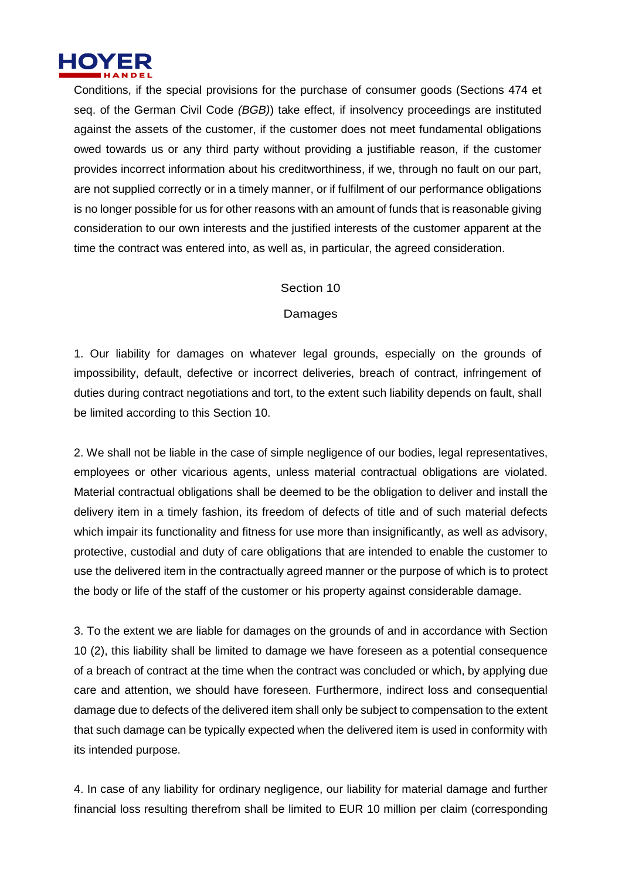Conditions, if the special provisions for the purchase of consumer goods (Sections 474 et seq. of the German Civil Code *(BGB)*) take effect, if insolvency proceedings are instituted against the assets of the customer, if the customer does not meet fundamental obligations owed towards us or any third party without providing a justifiable reason, if the customer provides incorrect information about his creditworthiness, if we, through no fault on our part, are not supplied correctly or in a timely manner, or if fulfilment of our performance obligations is no longer possible for us for other reasons with an amount of funds that is reasonable giving consideration to our own interests and the justified interests of the customer apparent at the time the contract was entered into, as well as, in particular, the agreed consideration.

## Section 10

## Damages

1. Our liability for damages on whatever legal grounds, especially on the grounds of impossibility, default, defective or incorrect deliveries, breach of contract, infringement of duties during contract negotiations and tort, to the extent such liability depends on fault, shall be limited according to this Section 10.

2. We shall not be liable in the case of simple negligence of our bodies, legal representatives, employees or other vicarious agents, unless material contractual obligations are violated. Material contractual obligations shall be deemed to be the obligation to deliver and install the delivery item in a timely fashion, its freedom of defects of title and of such material defects which impair its functionality and fitness for use more than insignificantly, as well as advisory, protective, custodial and duty of care obligations that are intended to enable the customer to use the delivered item in the contractually agreed manner or the purpose of which is to protect the body or life of the staff of the customer or his property against considerable damage.

3. To the extent we are liable for damages on the grounds of and in accordance with Section 10 (2), this liability shall be limited to damage we have foreseen as a potential consequence of a breach of contract at the time when the contract was concluded or which, by applying due care and attention, we should have foreseen. Furthermore, indirect loss and consequential damage due to defects of the delivered item shall only be subject to compensation to the extent that such damage can be typically expected when the delivered item is used in conformity with its intended purpose.

4. In case of any liability for ordinary negligence, our liability for material damage and further financial loss resulting therefrom shall be limited to EUR 10 million per claim (corresponding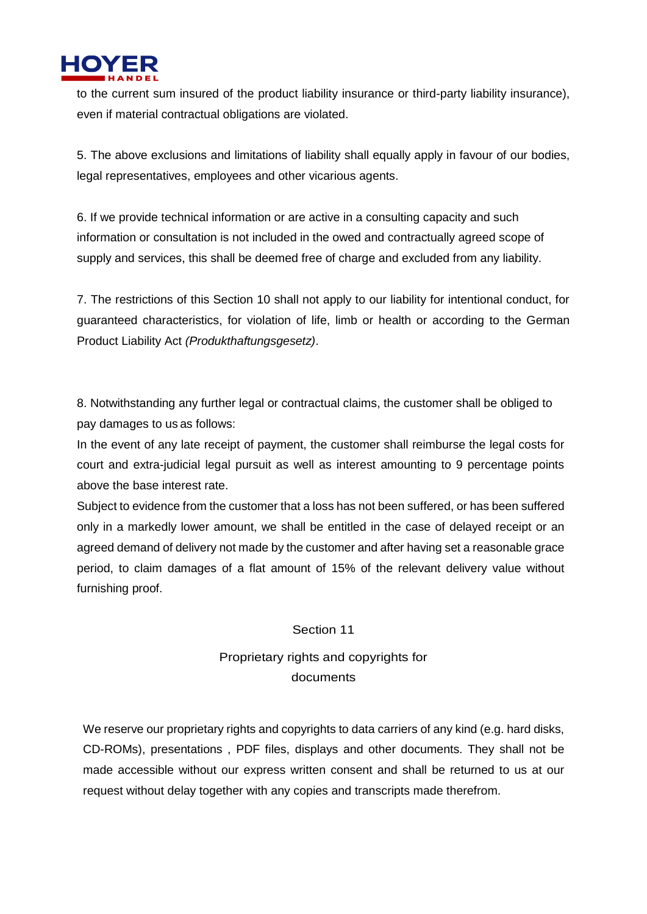to the current sum insured of the product liability insurance or third-party liability insurance), even if material contractual obligations are violated.

5. The above exclusions and limitations of liability shall equally apply in favour of our bodies, legal representatives, employees and other vicarious agents.

6. If we provide technical information or are active in a consulting capacity and such information or consultation is not included in the owed and contractually agreed scope of supply and services, this shall be deemed free of charge and excluded from any liability.

7. The restrictions of this Section 10 shall not apply to our liability for intentional conduct, for guaranteed characteristics, for violation of life, limb or health or according to the German Product Liability Act *(Produkthaftungsgesetz)*.

8. Notwithstanding any further legal or contractual claims, the customer shall be obliged to pay damages to us as follows:
In the event of any late receipt of payment, the customer shall reimburse the legal costs for court and extra-judicial legal pursuit as well as interest amounting to 9 percentage points above the base interest rate.
Subject to evidence from the customer that a loss has not been suffered, or has been suffered only in a markedly lower amount, we shall be entitled in the case of delayed receipt or an agreed demand of delivery not made by the customer and after having set a reasonable grace period, to claim damages of a flat amount of 15% of the relevant delivery value without furnishing proof.

## Section 11

## Proprietary rights and copyrights for documents

We reserve our proprietary rights and copyrights to data carriers of any kind (e.g. hard disks, CD-ROMs), presentations , PDF files, displays and other documents. They shall not be made accessible without our express written consent and shall be returned to us at our request without delay together with any copies and transcripts made therefrom.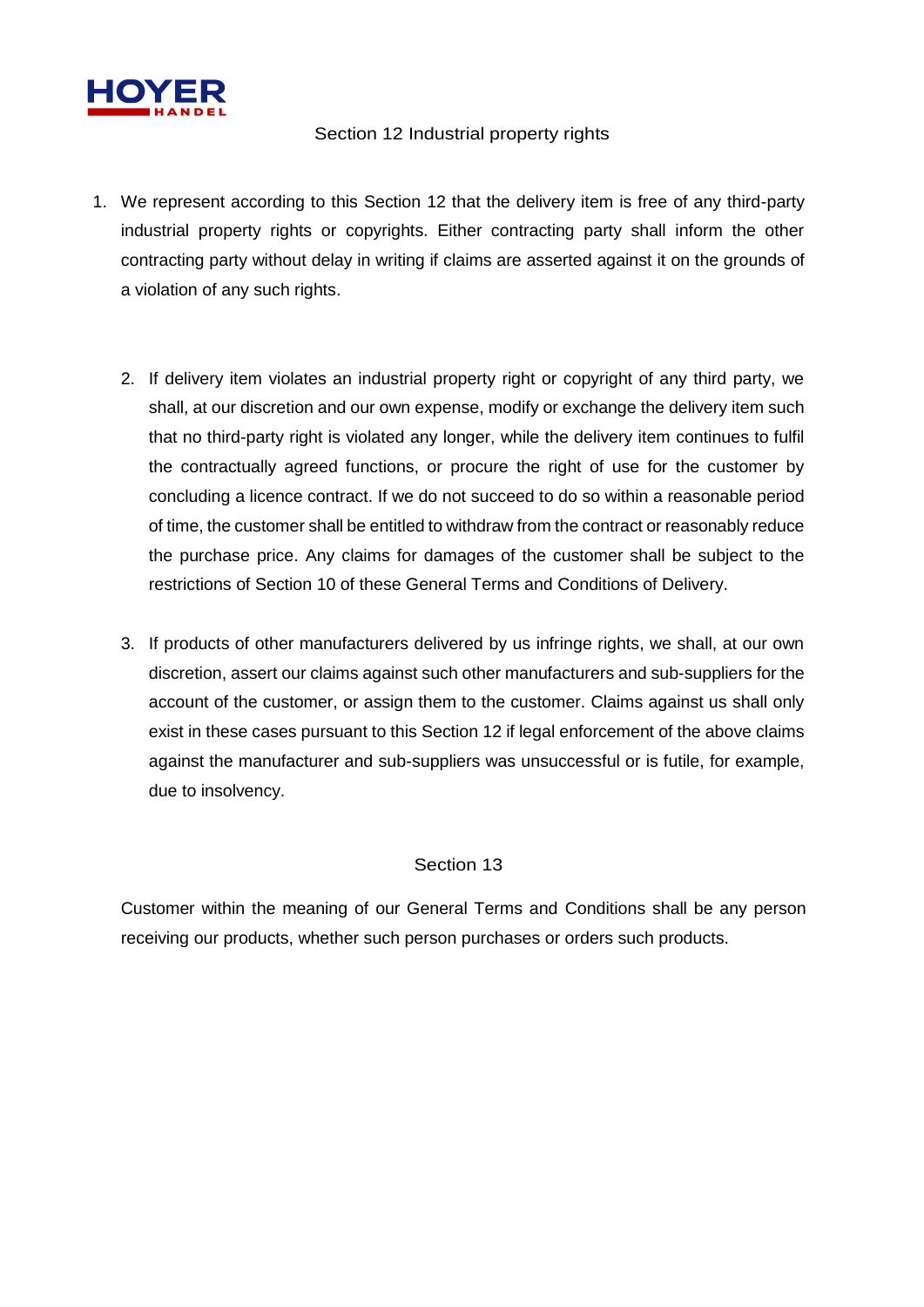## Section 12 Industrial property rights

1. We represent according to this Section 12 that the delivery item is free of any third-party industrial property rights or copyrights. Either contracting party shall inform the other contracting party without delay in writing if claims are asserted against it on the grounds of a violation of any such rights.

2. If delivery item violates an industrial property right or copyright of any third party, we shall, at our discretion and our own expense, modify or exchange the delivery item such that no third-party right is violated any longer, while the delivery item continues to fulfil the contractually agreed functions, or procure the right of use for the customer by concluding a licence contract. If we do not succeed to do so within a reasonable period of time, the customer shall be entitled to withdraw from the contract or reasonably reduce the purchase price. Any claims for damages of the customer shall be subject to the restrictions of Section 10 of these General Terms and Conditions of Delivery.

3. If products of other manufacturers delivered by us infringe rights, we shall, at our own discretion, assert our claims against such other manufacturers and sub-suppliers for the account of the customer, or assign them to the customer. Claims against us shall only exist in these cases pursuant to this Section 12 if legal enforcement of the above claims against the manufacturer and sub-suppliers was unsuccessful or is futile, for example, due to insolvency.

## Section 13

Customer within the meaning of our General Terms and Conditions shall be any person receiving our products, whether such person purchases or orders such products.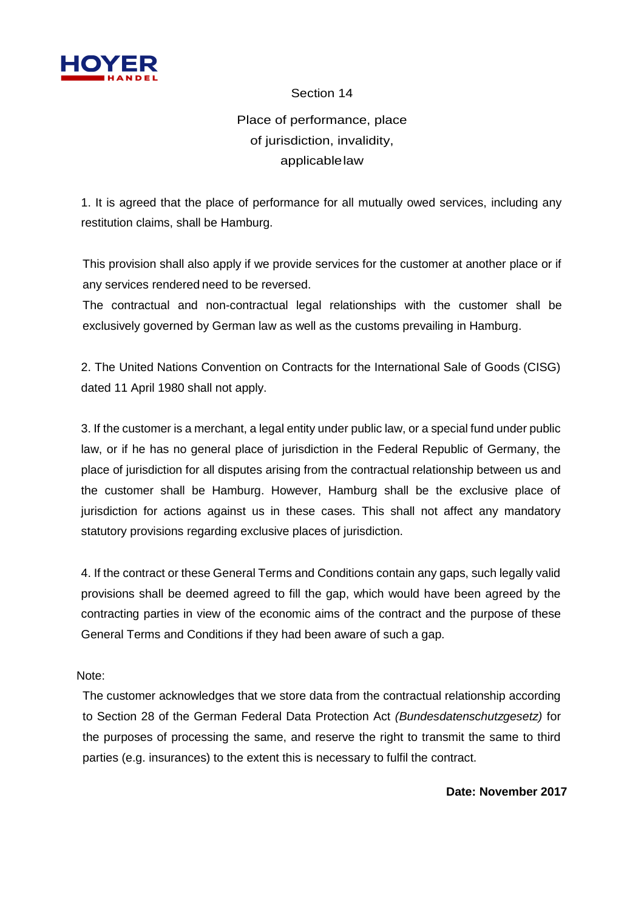## Section 14

## Place of performance, place of jurisdiction, invalidity, applicable law

1. It is agreed that the place of performance for all mutually owed services, including any restitution claims, shall be Hamburg.

This provision shall also apply if we provide services for the customer at another place or if any services rendered need to be reversed.

The contractual and non-contractual legal relationships with the customer shall be exclusively governed by German law as well as the customs prevailing in Hamburg.

2. The United Nations Convention on Contracts for the International Sale of Goods (CISG) dated 11 April 1980 shall not apply.

3. If the customer is a merchant, a legal entity under public law, or a special fund under public law, or if he has no general place of jurisdiction in the Federal Republic of Germany, the place of jurisdiction for all disputes arising from the contractual relationship between us and the customer shall be Hamburg. However, Hamburg shall be the exclusive place of jurisdiction for actions against us in these cases. This shall not affect any mandatory statutory provisions regarding exclusive places of jurisdiction.

4. If the contract or these General Terms and Conditions contain any gaps, such legally valid provisions shall be deemed agreed to fill the gap, which would have been agreed by the contracting parties in view of the economic aims of the contract and the purpose of these General Terms and Conditions if they had been aware of such a gap.

Note:

The customer acknowledges that we store data from the contractual relationship according to Section 28 of the German Federal Data Protection Act *(Bundesdatenschutzgesetz)* for the purposes of processing the same, and reserve the right to transmit the same to third parties (e.g. insurances) to the extent this is necessary to fulfil the contract.

**Date: November 2017**